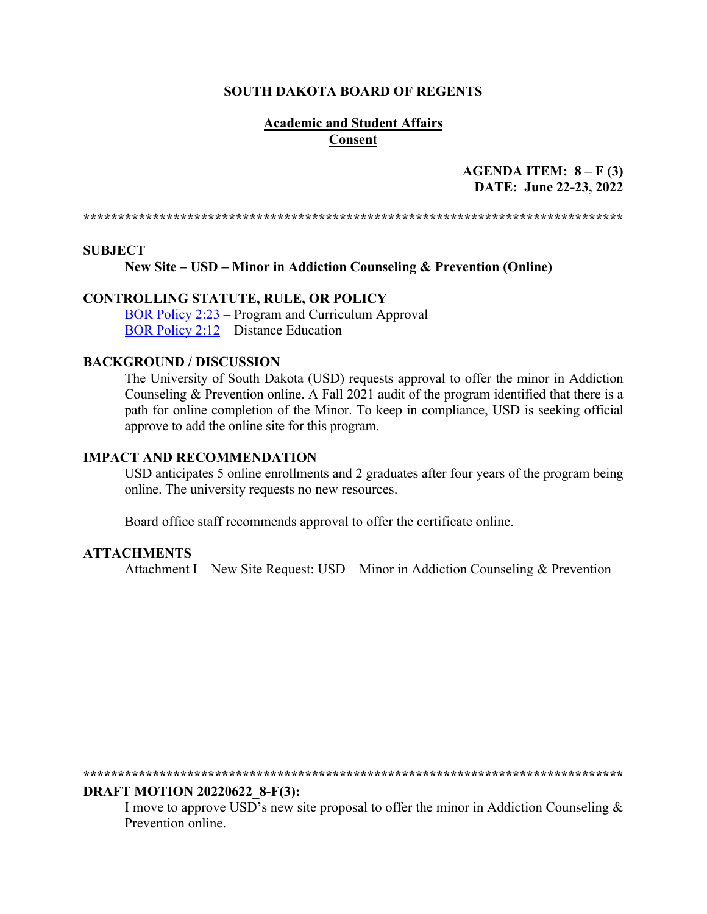**SOUTH DAKOTA BOARD OF REGENTS**

**Academic and Student Affairs**
**Consent**

**AGENDA ITEM: 8 – F (3)**
**DATE: June 22-23, 2022**

******************************************************************************

**SUBJECT**

**New Site – USD – Minor in Addiction Counseling & Prevention (Online)**

**CONTROLLING STATUTE, RULE, OR POLICY**

BOR Policy 2:23 – Program and Curriculum Approval
BOR Policy 2:12 – Distance Education

**BACKGROUND / DISCUSSION**

The University of South Dakota (USD) requests approval to offer the minor in Addiction Counseling & Prevention online. A Fall 2021 audit of the program identified that there is a path for online completion of the Minor. To keep in compliance, USD is seeking official approve to add the online site for this program.

**IMPACT AND RECOMMENDATION**

USD anticipates 5 online enrollments and 2 graduates after four years of the program being online. The university requests no new resources.

Board office staff recommends approval to offer the certificate online.

**ATTACHMENTS**

Attachment I – New Site Request: USD – Minor in Addiction Counseling & Prevention

******************************************************************************

**DRAFT MOTION 20220622_8-F(3):**

I move to approve USD's new site proposal to offer the minor in Addiction Counseling & Prevention online.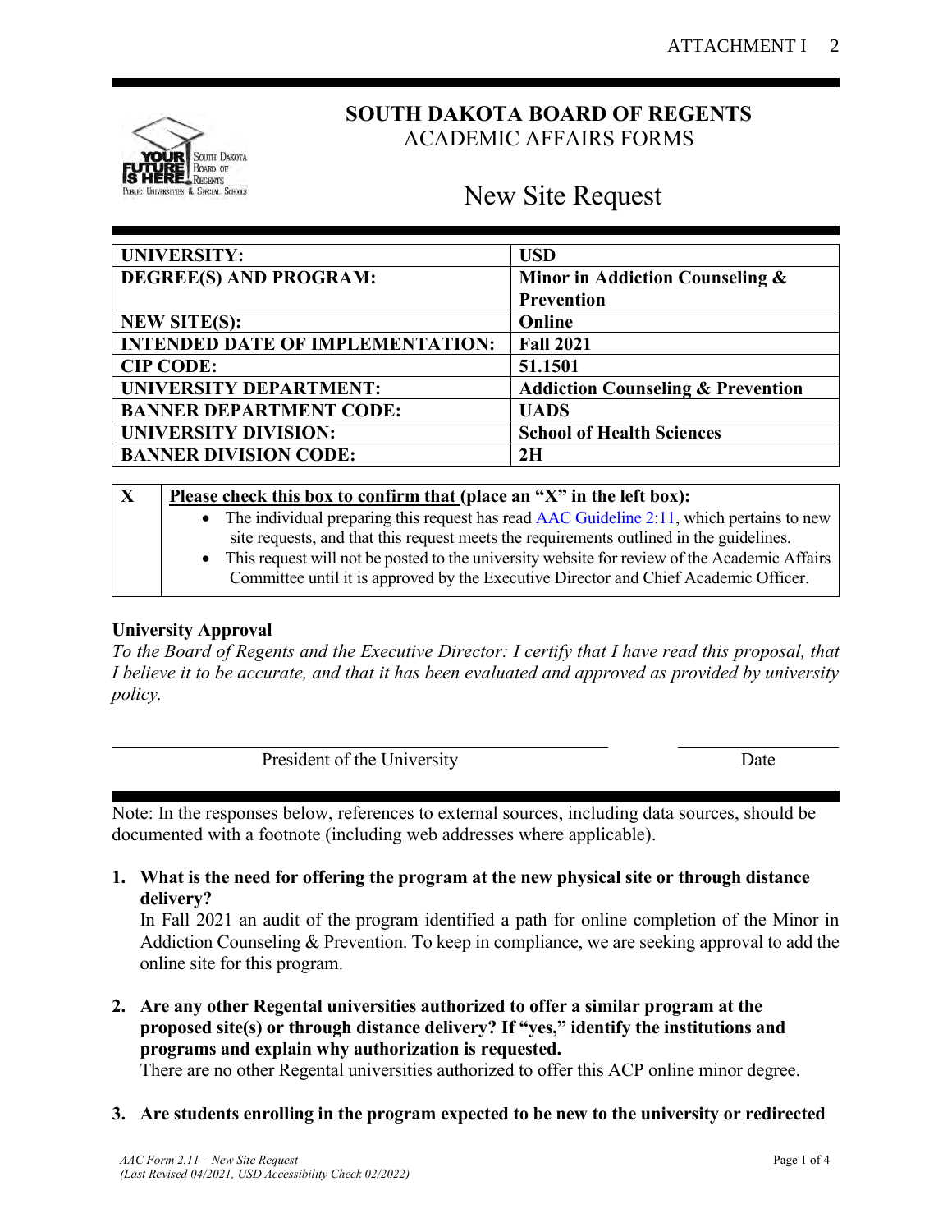# SOUTH DAKOTA BOARD OF REGENTS
ACADEMIC AFFAIRS FORMS

## New Site Request

| UNIVERSITY: | USD |
|---|---|
| DEGREE(S) AND PROGRAM: | Minor in Addiction Counseling & Prevention |
| NEW SITE(S): | Online |
| INTENDED DATE OF IMPLEMENTATION: | Fall 2021 |
| CIP CODE: | 51.1501 |
| UNIVERSITY DEPARTMENT: | Addiction Counseling & Prevention |
| BANNER DEPARTMENT CODE: | UADS |
| UNIVERSITY DIVISION: | School of Health Sciences |
| BANNER DIVISION CODE: | 2H |

| X | **Please check this box to confirm that (place an "X" in the left box):** • The individual preparing this request has read AAC Guideline 2:11, which pertains to new site requests, and that this request meets the requirements outlined in the guidelines. • This request will not be posted to the university website for review of the Academic Affairs Committee until it is approved by the Executive Director and Chief Academic Officer. |
|---|---|

**University Approval**

*To the Board of Regents and the Executive Director: I certify that I have read this proposal, that I believe it to be accurate, and that it has been evaluated and approved as provided by university policy.*

President of the University                                        Date

Note: In the responses below, references to external sources, including data sources, should be documented with a footnote (including web addresses where applicable).

1. **What is the need for offering the program at the new physical site or through distance delivery?**
   In Fall 2021 an audit of the program identified a path for online completion of the Minor in Addiction Counseling & Prevention. To keep in compliance, we are seeking approval to add the online site for this program.

2. **Are any other Regental universities authorized to offer a similar program at the proposed site(s) or through distance delivery? If "yes," identify the institutions and programs and explain why authorization is requested.**
   There are no other Regental universities authorized to offer this ACP online minor degree.

3. **Are students enrolling in the program expected to be new to the university or redirected**

*AAC Form 2.11 – New Site Request*
*(Last Revised 04/2021, USD Accessibility Check 02/2022)*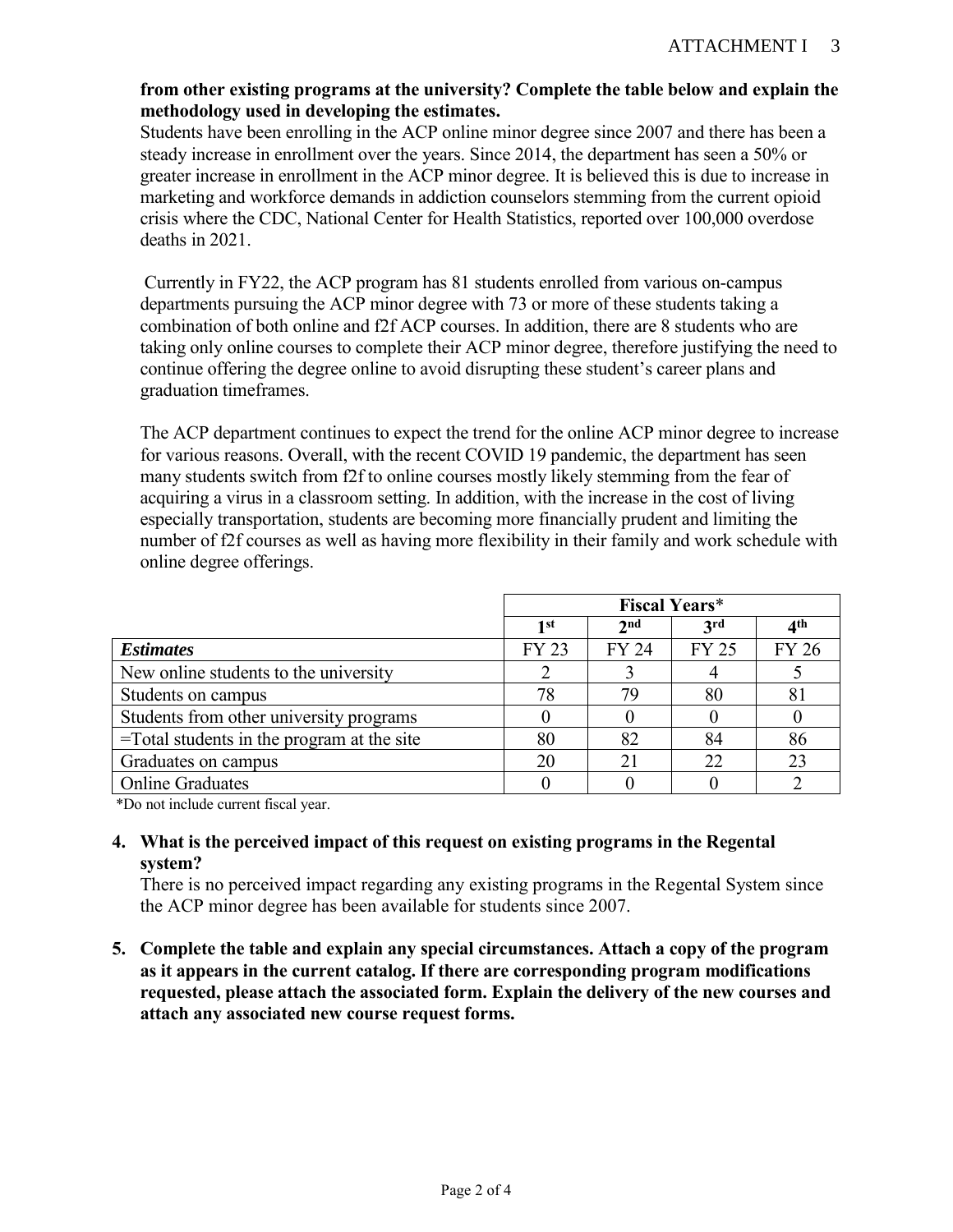**from other existing programs at the university? Complete the table below and explain the methodology used in developing the estimates.**

Students have been enrolling in the ACP online minor degree since 2007 and there has been a steady increase in enrollment over the years. Since 2014, the department has seen a 50% or greater increase in enrollment in the ACP minor degree. It is believed this is due to increase in marketing and workforce demands in addiction counselors stemming from the current opioid crisis where the CDC, National Center for Health Statistics, reported over 100,000 overdose deaths in 2021.

Currently in FY22, the ACP program has 81 students enrolled from various on-campus departments pursuing the ACP minor degree with 73 or more of these students taking a combination of both online and f2f ACP courses. In addition, there are 8 students who are taking only online courses to complete their ACP minor degree, therefore justifying the need to continue offering the degree online to avoid disrupting these student's career plans and graduation timeframes.

The ACP department continues to expect the trend for the online ACP minor degree to increase for various reasons. Overall, with the recent COVID 19 pandemic, the department has seen many students switch from f2f to online courses mostly likely stemming from the fear of acquiring a virus in a classroom setting. In addition, with the increase in the cost of living especially transportation, students are becoming more financially prudent and limiting the number of f2f courses as well as having more flexibility in their family and work schedule with online degree offerings.

| | **Fiscal Years*** | | | |
|---|---|---|---|---|
| | **1st** | **2nd** | **3rd** | **4th** |
| ***Estimates*** | FY 23 | FY 24 | FY 25 | FY 26 |
| New online students to the university | 2 | 3 | 4 | 5 |
| Students on campus | 78 | 79 | 80 | 81 |
| Students from other university programs | 0 | 0 | 0 | 0 |
| =Total students in the program at the site | 80 | 82 | 84 | 86 |
| Graduates on campus | 20 | 21 | 22 | 23 |
| Online Graduates | 0 | 0 | 0 | 2 |

*Do not include current fiscal year.

4. **What is the perceived impact of this request on existing programs in the Regental system?**

   There is no perceived impact regarding any existing programs in the Regental System since the ACP minor degree has been available for students since 2007.

5. **Complete the table and explain any special circumstances. Attach a copy of the program as it appears in the current catalog. If there are corresponding program modifications requested, please attach the associated form. Explain the delivery of the new courses and attach any associated new course request forms.**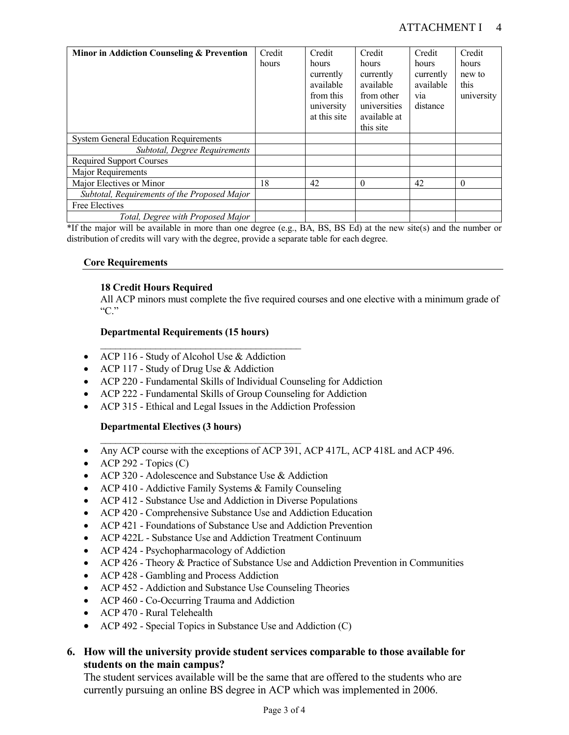| Minor in Addiction Counseling & Prevention | Credit hours | Credit hours currently available from this university at this site | Credit hours currently available from other universities available at this site | Credit hours currently available via distance | Credit hours new to this university |
|---|---|---|---|---|---|
| System General Education Requirements | | | | | |
| *Subtotal, Degree Requirements* | | | | | |
| Required Support Courses | | | | | |
| Major Requirements | | | | | |
| Major Electives or Minor | 18 | 42 | 0 | 42 | 0 |
| *Subtotal, Requirements of the Proposed Major* | | | | | |
| Free Electives | | | | | |
| *Total, Degree with Proposed Major* | | | | | |

*If the major will be available in more than one degree (e.g., BA, BS, BS Ed) at the new site(s) and the number or distribution of credits will vary with the degree, provide a separate table for each degree.

**Core Requirements**

**18 Credit Hours Required**

All ACP minors must complete the five required courses and one elective with a minimum grade of "C."

**Departmental Requirements (15 hours)**

- ACP 116 - Study of Alcohol Use & Addiction
- ACP 117 - Study of Drug Use & Addiction
- ACP 220 - Fundamental Skills of Individual Counseling for Addiction
- ACP 222 - Fundamental Skills of Group Counseling for Addiction
- ACP 315 - Ethical and Legal Issues in the Addiction Profession

**Departmental Electives (3 hours)**

- Any ACP course with the exceptions of ACP 391, ACP 417L, ACP 418L and ACP 496.
- ACP 292 - Topics (C)
- ACP 320 - Adolescence and Substance Use & Addiction
- ACP 410 - Addictive Family Systems & Family Counseling
- ACP 412 - Substance Use and Addiction in Diverse Populations
- ACP 420 - Comprehensive Substance Use and Addiction Education
- ACP 421 - Foundations of Substance Use and Addiction Prevention
- ACP 422L - Substance Use and Addiction Treatment Continuum
- ACP 424 - Psychopharmacology of Addiction
- ACP 426 - Theory & Practice of Substance Use and Addiction Prevention in Communities
- ACP 428 - Gambling and Process Addiction
- ACP 452 - Addiction and Substance Use Counseling Theories
- ACP 460 - Co-Occurring Trauma and Addiction
- ACP 470 - Rural Telehealth
- ACP 492 - Special Topics in Substance Use and Addiction (C)

**6. How will the university provide student services comparable to those available for students on the main campus?**

The student services available will be the same that are offered to the students who are currently pursuing an online BS degree in ACP which was implemented in 2006.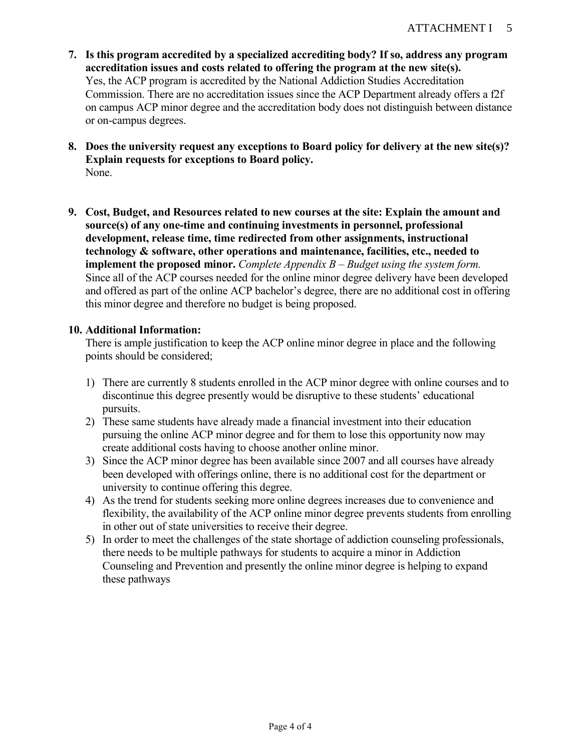**7. Is this program accredited by a specialized accrediting body? If so, address any program accreditation issues and costs related to offering the program at the new site(s).**

Yes, the ACP program is accredited by the National Addiction Studies Accreditation Commission. There are no accreditation issues since the ACP Department already offers a f2f on campus ACP minor degree and the accreditation body does not distinguish between distance or on-campus degrees.

**8. Does the university request any exceptions to Board policy for delivery at the new site(s)? Explain requests for exceptions to Board policy.**

None.

**9. Cost, Budget, and Resources related to new courses at the site: Explain the amount and source(s) of any one-time and continuing investments in personnel, professional development, release time, time redirected from other assignments, instructional technology & software, other operations and maintenance, facilities, etc., needed to implement the proposed minor.** *Complete Appendix B – Budget using the system form.*

Since all of the ACP courses needed for the online minor degree delivery have been developed and offered as part of the online ACP bachelor's degree, there are no additional cost in offering this minor degree and therefore no budget is being proposed.

**10. Additional Information:**

There is ample justification to keep the ACP online minor degree in place and the following points should be considered;

1) There are currently 8 students enrolled in the ACP minor degree with online courses and to discontinue this degree presently would be disruptive to these students' educational pursuits.
2) These same students have already made a financial investment into their education pursuing the online ACP minor degree and for them to lose this opportunity now may create additional costs having to choose another online minor.
3) Since the ACP minor degree has been available since 2007 and all courses have already been developed with offerings online, there is no additional cost for the department or university to continue offering this degree.
4) As the trend for students seeking more online degrees increases due to convenience and flexibility, the availability of the ACP online minor degree prevents students from enrolling in other out of state universities to receive their degree.
5) In order to meet the challenges of the state shortage of addiction counseling professionals, there needs to be multiple pathways for students to acquire a minor in Addiction Counseling and Prevention and presently the online minor degree is helping to expand these pathways